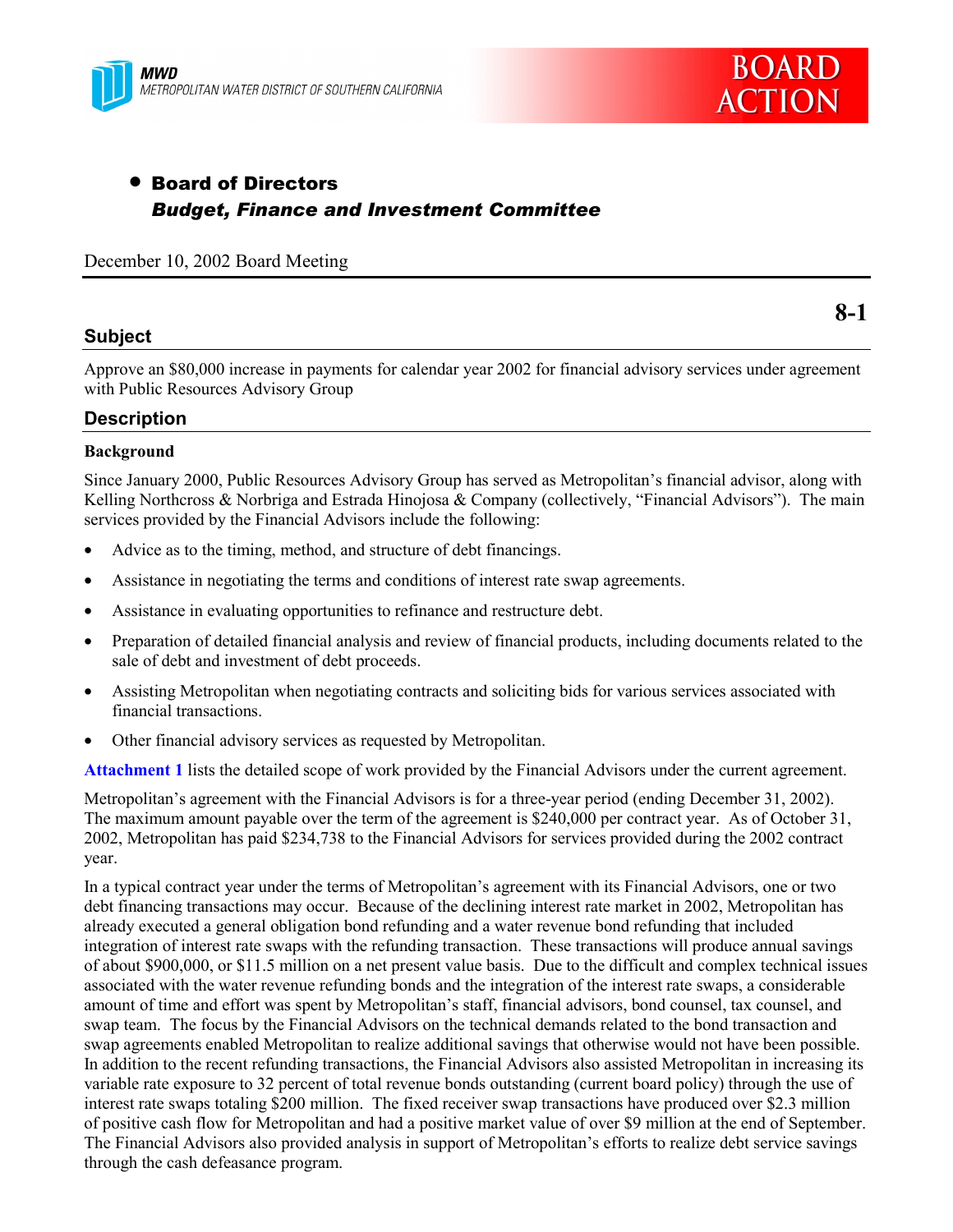MWD
METROPOLITAN WATER DISTRICT OF SOUTHERN CALIFORNIA

**BOARD ACTION**

- **Board of Directors**
  ***Budget, Finance and Investment Committee***

December 10, 2002 Board Meeting

**8-1**

## Subject

Approve an $80,000 increase in payments for calendar year 2002 for financial advisory services under agreement with Public Resources Advisory Group

## Description

### Background

Since January 2000, Public Resources Advisory Group has served as Metropolitan's financial advisor, along with Kelling Northcross & Norbriga and Estrada Hinojosa & Company (collectively, "Financial Advisors"). The main services provided by the Financial Advisors include the following:

- Advice as to the timing, method, and structure of debt financings.
- Assistance in negotiating the terms and conditions of interest rate swap agreements.
- Assistance in evaluating opportunities to refinance and restructure debt.
- Preparation of detailed financial analysis and review of financial products, including documents related to the sale of debt and investment of debt proceeds.
- Assisting Metropolitan when negotiating contracts and soliciting bids for various services associated with financial transactions.
- Other financial advisory services as requested by Metropolitan.

**Attachment 1** lists the detailed scope of work provided by the Financial Advisors under the current agreement.

Metropolitan's agreement with the Financial Advisors is for a three-year period (ending December 31, 2002). The maximum amount payable over the term of the agreement is $240,000 per contract year. As of October 31, 2002, Metropolitan has paid $234,738 to the Financial Advisors for services provided during the 2002 contract year.

In a typical contract year under the terms of Metropolitan's agreement with its Financial Advisors, one or two debt financing transactions may occur. Because of the declining interest rate market in 2002, Metropolitan has already executed a general obligation bond refunding and a water revenue bond refunding that included integration of interest rate swaps with the refunding transaction. These transactions will produce annual savings of about $900,000, or $11.5 million on a net present value basis. Due to the difficult and complex technical issues associated with the water revenue refunding bonds and the integration of the interest rate swaps, a considerable amount of time and effort was spent by Metropolitan's staff, financial advisors, bond counsel, tax counsel, and swap team. The focus by the Financial Advisors on the technical demands related to the bond transaction and swap agreements enabled Metropolitan to realize additional savings that otherwise would not have been possible. In addition to the recent refunding transactions, the Financial Advisors also assisted Metropolitan in increasing its variable rate exposure to 32 percent of total revenue bonds outstanding (current board policy) through the use of interest rate swaps totaling $200 million. The fixed receiver swap transactions have produced over $2.3 million of positive cash flow for Metropolitan and had a positive market value of over $9 million at the end of September. The Financial Advisors also provided analysis in support of Metropolitan's efforts to realize debt service savings through the cash defeasance program.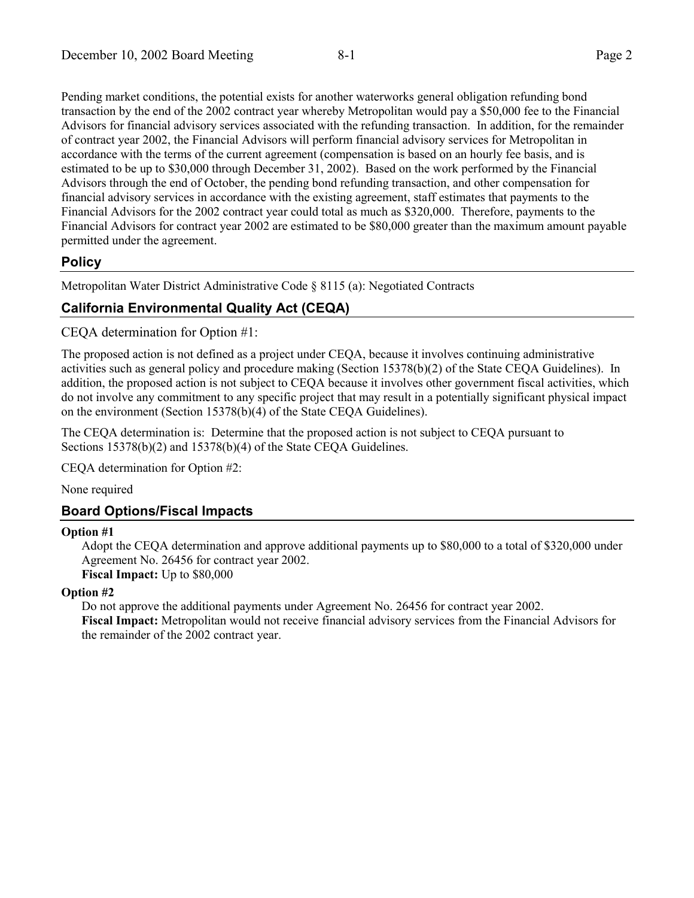Pending market conditions, the potential exists for another waterworks general obligation refunding bond transaction by the end of the 2002 contract year whereby Metropolitan would pay a $50,000 fee to the Financial Advisors for financial advisory services associated with the refunding transaction. In addition, for the remainder of contract year 2002, the Financial Advisors will perform financial advisory services for Metropolitan in accordance with the terms of the current agreement (compensation is based on an hourly fee basis, and is estimated to be up to $30,000 through December 31, 2002). Based on the work performed by the Financial Advisors through the end of October, the pending bond refunding transaction, and other compensation for financial advisory services in accordance with the existing agreement, staff estimates that payments to the Financial Advisors for the 2002 contract year could total as much as $320,000. Therefore, payments to the Financial Advisors for contract year 2002 are estimated to be $80,000 greater than the maximum amount payable permitted under the agreement.

## Policy

Metropolitan Water District Administrative Code § 8115 (a): Negotiated Contracts

## California Environmental Quality Act (CEQA)

CEQA determination for Option #1:

The proposed action is not defined as a project under CEQA, because it involves continuing administrative activities such as general policy and procedure making (Section 15378(b)(2) of the State CEQA Guidelines). In addition, the proposed action is not subject to CEQA because it involves other government fiscal activities, which do not involve any commitment to any specific project that may result in a potentially significant physical impact on the environment (Section 15378(b)(4) of the State CEQA Guidelines).

The CEQA determination is: Determine that the proposed action is not subject to CEQA pursuant to Sections 15378(b)(2) and 15378(b)(4) of the State CEQA Guidelines.

CEQA determination for Option #2:

None required

## Board Options/Fiscal Impacts

**Option #1**

Adopt the CEQA determination and approve additional payments up to $80,000 to a total of $320,000 under Agreement No. 26456 for contract year 2002.
**Fiscal Impact:** Up to $80,000

**Option #2**

Do not approve the additional payments under Agreement No. 26456 for contract year 2002.
**Fiscal Impact:** Metropolitan would not receive financial advisory services from the Financial Advisors for the remainder of the 2002 contract year.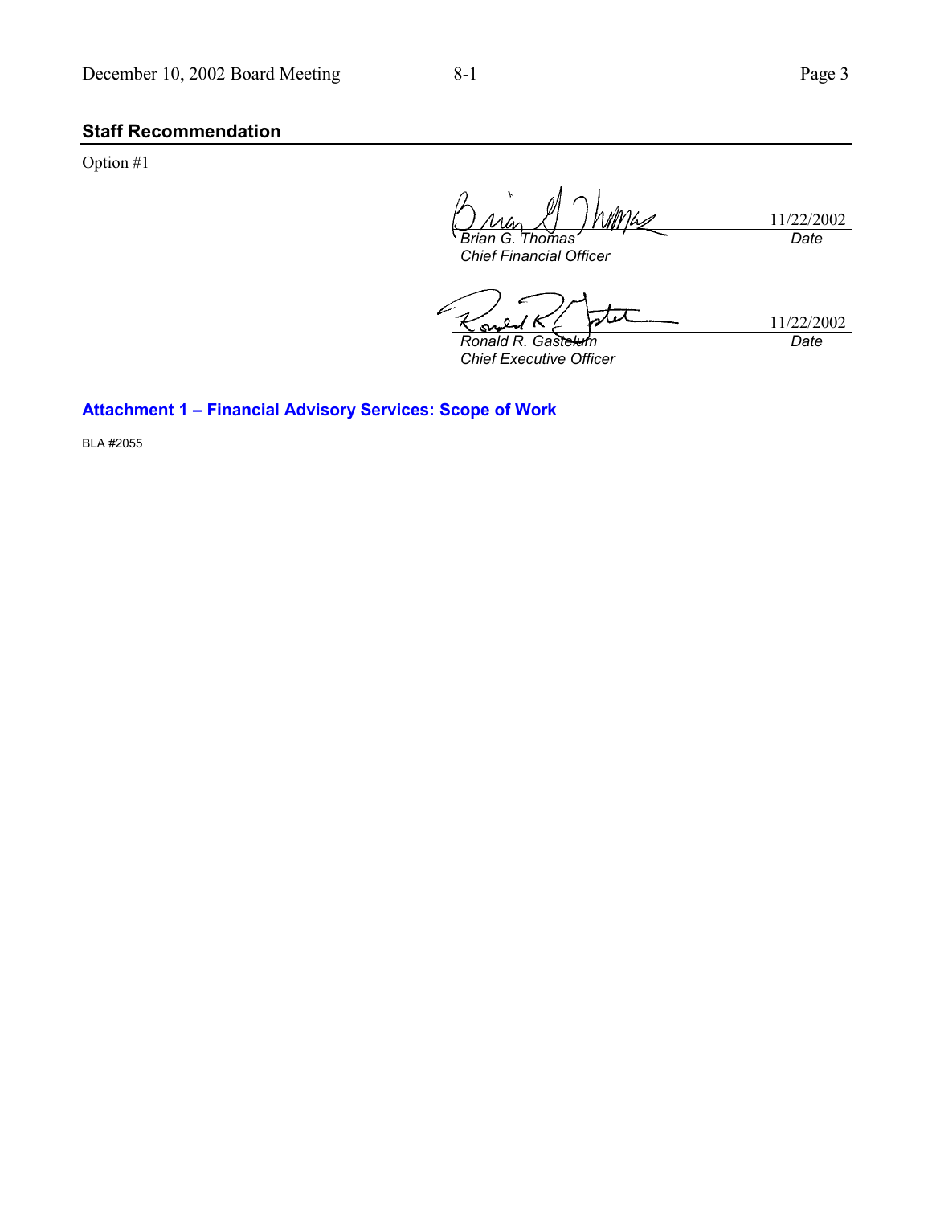## Staff Recommendation

Option #1

| | |
|---|---|
| *Brian G. Thomas* | 11/22/2002 |
| *Chief Financial Officer* | *Date* |

| | |
|---|---|
| *Ronald R. Gastelum* | 11/22/2002 |
| *Chief Executive Officer* | *Date* |

**Attachment 1 – Financial Advisory Services: Scope of Work**

BLA #2055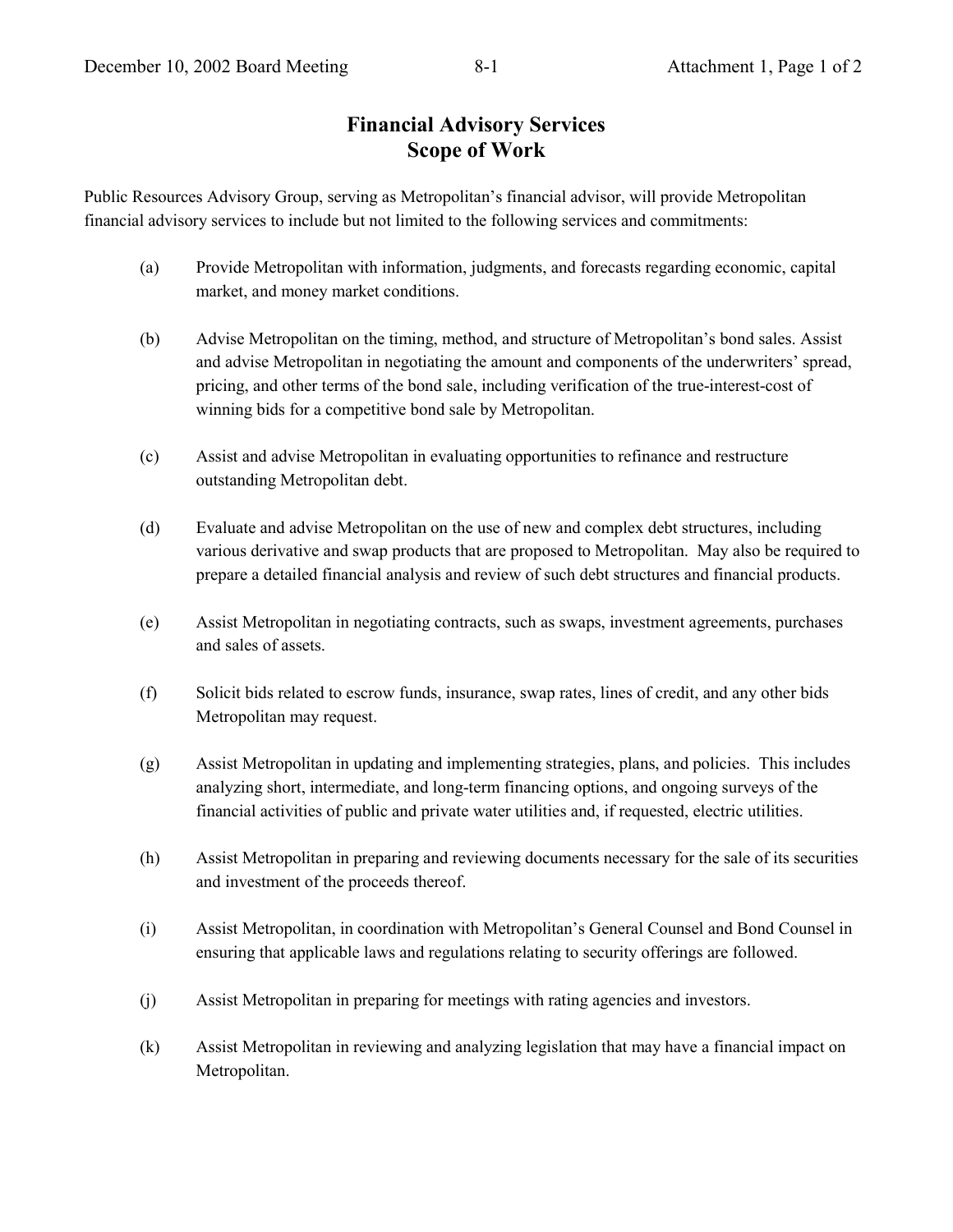# Financial Advisory Services
# Scope of Work

Public Resources Advisory Group, serving as Metropolitan's financial advisor, will provide Metropolitan financial advisory services to include but not limited to the following services and commitments:

(a) Provide Metropolitan with information, judgments, and forecasts regarding economic, capital market, and money market conditions.

(b) Advise Metropolitan on the timing, method, and structure of Metropolitan's bond sales. Assist and advise Metropolitan in negotiating the amount and components of the underwriters' spread, pricing, and other terms of the bond sale, including verification of the true-interest-cost of winning bids for a competitive bond sale by Metropolitan.

(c) Assist and advise Metropolitan in evaluating opportunities to refinance and restructure outstanding Metropolitan debt.

(d) Evaluate and advise Metropolitan on the use of new and complex debt structures, including various derivative and swap products that are proposed to Metropolitan. May also be required to prepare a detailed financial analysis and review of such debt structures and financial products.

(e) Assist Metropolitan in negotiating contracts, such as swaps, investment agreements, purchases and sales of assets.

(f) Solicit bids related to escrow funds, insurance, swap rates, lines of credit, and any other bids Metropolitan may request.

(g) Assist Metropolitan in updating and implementing strategies, plans, and policies. This includes analyzing short, intermediate, and long-term financing options, and ongoing surveys of the financial activities of public and private water utilities and, if requested, electric utilities.

(h) Assist Metropolitan in preparing and reviewing documents necessary for the sale of its securities and investment of the proceeds thereof.

(i) Assist Metropolitan, in coordination with Metropolitan's General Counsel and Bond Counsel in ensuring that applicable laws and regulations relating to security offerings are followed.

(j) Assist Metropolitan in preparing for meetings with rating agencies and investors.

(k) Assist Metropolitan in reviewing and analyzing legislation that may have a financial impact on Metropolitan.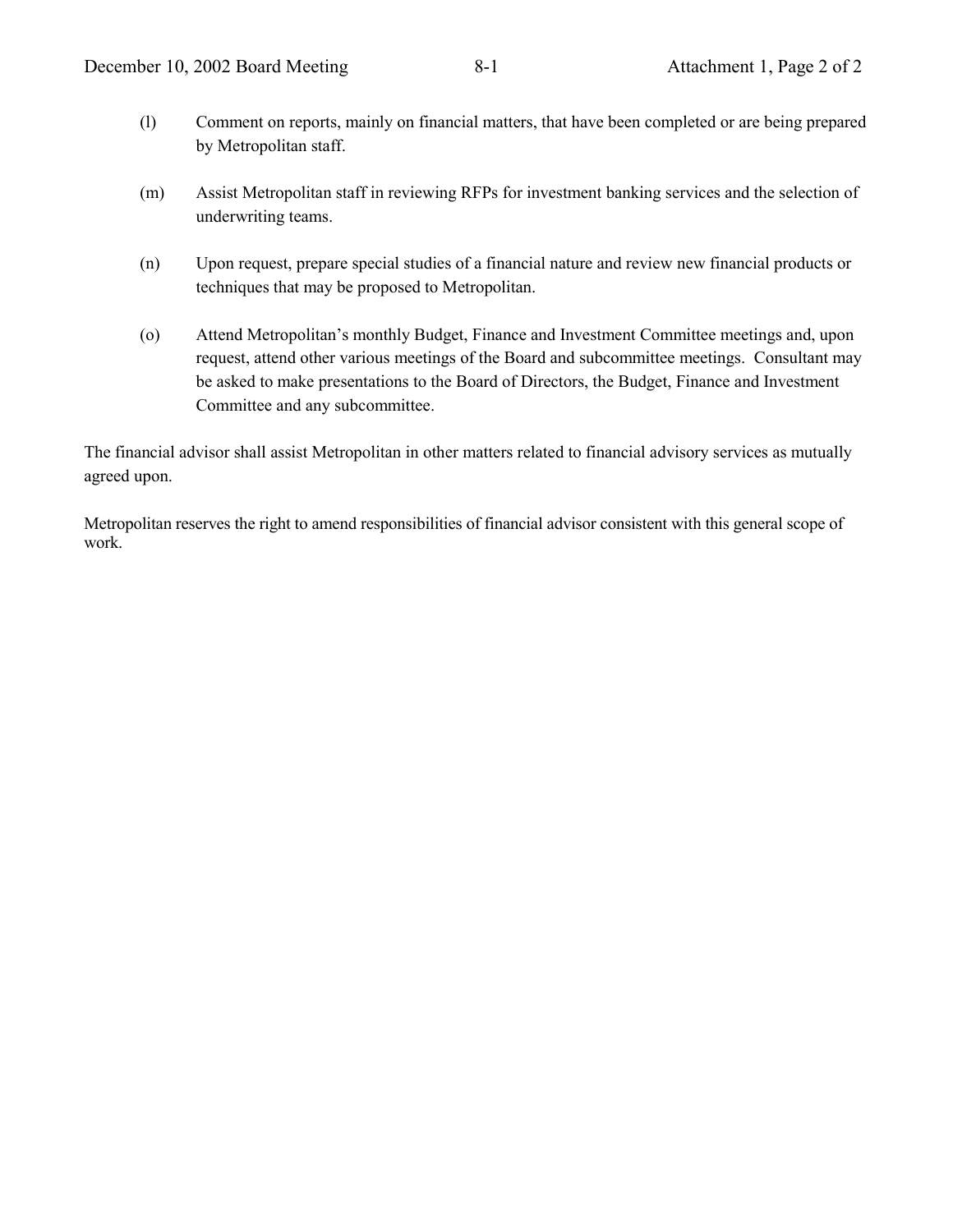(l) Comment on reports, mainly on financial matters, that have been completed or are being prepared by Metropolitan staff.

(m) Assist Metropolitan staff in reviewing RFPs for investment banking services and the selection of underwriting teams.

(n) Upon request, prepare special studies of a financial nature and review new financial products or techniques that may be proposed to Metropolitan.

(o) Attend Metropolitan's monthly Budget, Finance and Investment Committee meetings and, upon request, attend other various meetings of the Board and subcommittee meetings. Consultant may be asked to make presentations to the Board of Directors, the Budget, Finance and Investment Committee and any subcommittee.

The financial advisor shall assist Metropolitan in other matters related to financial advisory services as mutually agreed upon.

Metropolitan reserves the right to amend responsibilities of financial advisor consistent with this general scope of work.